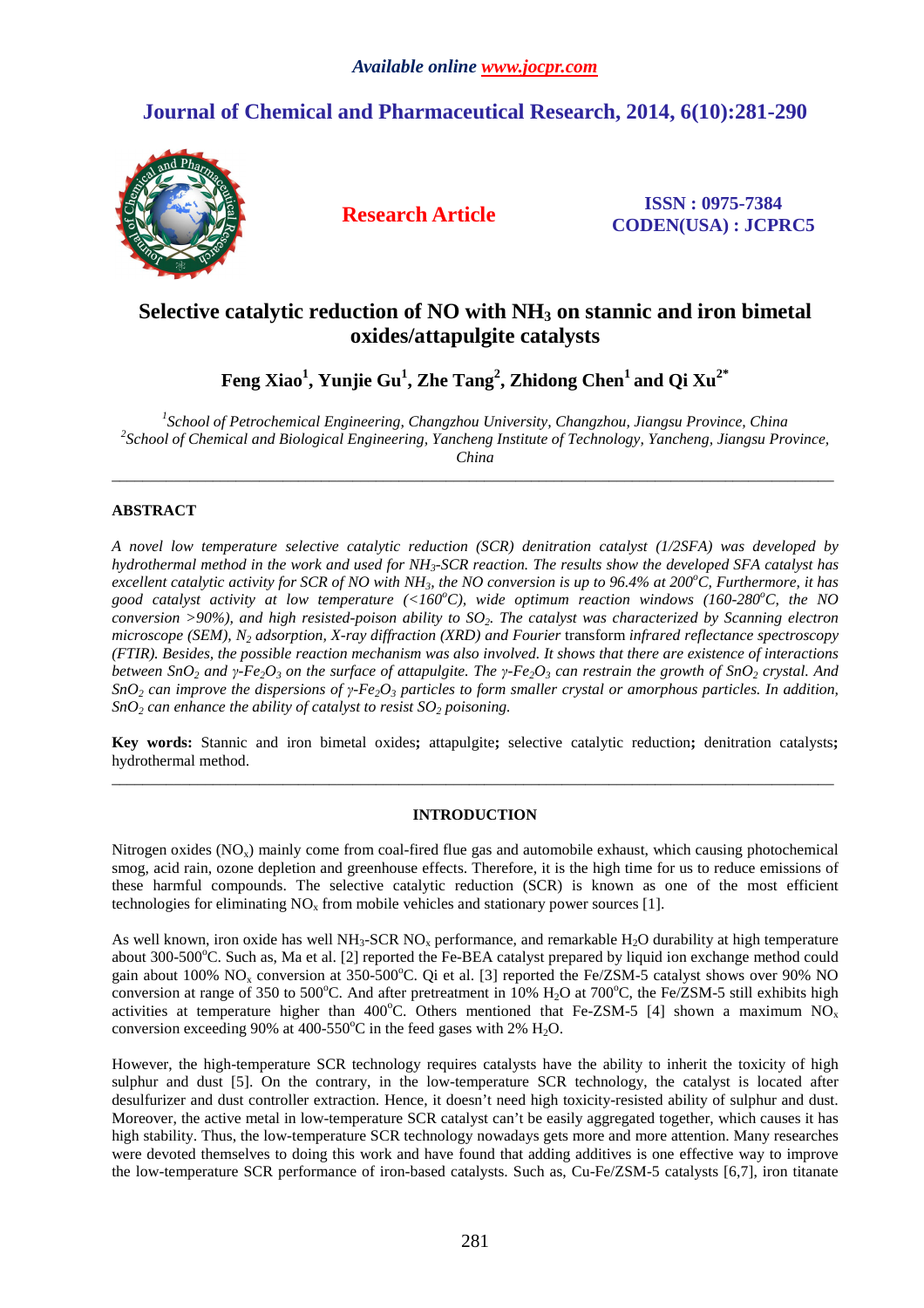# Selective catalytic reduction of NO with $NH_3$ on stannic and iron bimetal oxides/attapulgite catalysts

**Feng Xiao[1], Yunjie Gu[1], Zhe Tang[2], Zhidong Chen[1] and Qi Xu[2*]**

*[1]School of Petrochemical Engineering, Changzhou University, Changzhou, Jiangsu Province, China*
*[2]School of Chemical and Biological Engineering, Yancheng Institute of Technology, Yancheng, Jiangsu Province, China*

---

## ABSTRACT

*A novel low temperature selective catalytic reduction (SCR) denitration catalyst (1/2SFA) was developed by hydrothermal method in the work and used for $NH_3$-SCR reaction. The results show the developed SFA catalyst has excellent catalytic activity for SCR of NO with $NH_3$, the NO conversion is up to 96.4% at 200°C, Furthermore, it has good catalyst activity at low temperature (<160°C), wide optimum reaction windows (160-280°C, the NO conversion >90%), and high resisted-poison ability to $SO_2$. The catalyst was characterized by Scanning electron microscope (SEM), $N_2$ adsorption, X-ray diffraction (XRD) and Fourier* transform *infrared reflectance spectroscopy (FTIR). Besides, the possible reaction mechanism was also involved. It shows that there are existence of interactions between $SnO_2$ and γ-$Fe_2O_3$ on the surface of attapulgite. The γ-$Fe_2O_3$ can restrain the growth of $SnO_2$ crystal. And $SnO_2$ can improve the dispersions of γ-$Fe_2O_3$ particles to form smaller crystal or amorphous particles. In addition, $SnO_2$ can enhance the ability of catalyst to resist $SO_2$ poisoning.*

**Key words:** Stannic and iron bimetal oxides**;** attapulgite**;** selective catalytic reduction**;** denitration catalysts**;** hydrothermal method.

---

## INTRODUCTION

Nitrogen oxides ($NO_x$) mainly come from coal-fired flue gas and automobile exhaust, which causing photochemical smog, acid rain, ozone depletion and greenhouse effects. Therefore, it is the high time for us to reduce emissions of these harmful compounds. The selective catalytic reduction (SCR) is known as one of the most efficient technologies for eliminating $NO_x$ from mobile vehicles and stationary power sources [1].

As well known, iron oxide has well $NH_3$-SCR $NO_x$ performance, and remarkable $H_2O$ durability at high temperature about 300-500°C. Such as, Ma et al. [2] reported the Fe-BEA catalyst prepared by liquid ion exchange method could gain about 100% $NO_x$ conversion at 350-500°C. Qi et al. [3] reported the Fe/ZSM-5 catalyst shows over 90% NO conversion at range of 350 to 500°C. And after pretreatment in 10% $H_2O$ at 700°C, the Fe/ZSM-5 still exhibits high activities at temperature higher than 400°C. Others mentioned that Fe-ZSM-5 [4] shown a maximum $NO_x$ conversion exceeding 90% at 400-550°C in the feed gases with 2% $H_2O$.

However, the high-temperature SCR technology requires catalysts have the ability to inherit the toxicity of high sulphur and dust [5]. On the contrary, in the low-temperature SCR technology, the catalyst is located after desulfurizer and dust controller extraction. Hence, it doesn't need high toxicity-resisted ability of sulphur and dust. Moreover, the active metal in low-temperature SCR catalyst can't be easily aggregated together, which causes it has high stability. Thus, the low-temperature SCR technology nowadays gets more and more attention. Many researches were devoted themselves to doing this work and have found that adding additives is one effective way to improve the low-temperature SCR performance of iron-based catalysts. Such as, Cu-Fe/ZSM-5 catalysts [6,7], iron titanate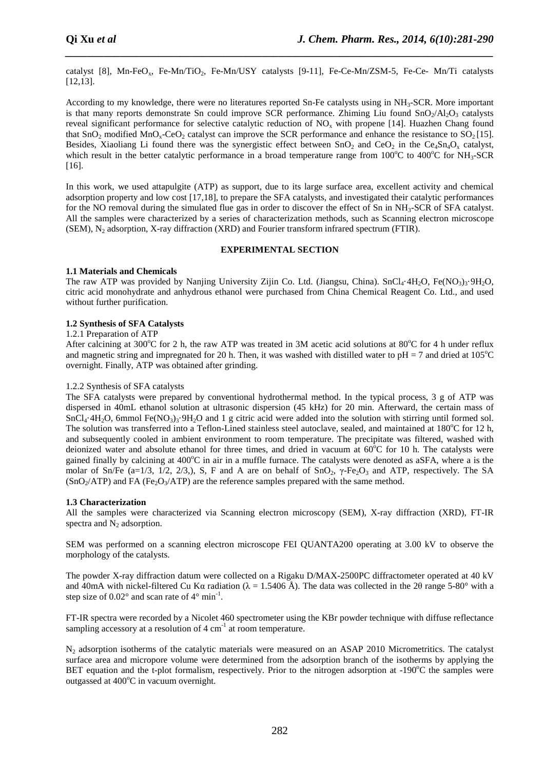catalyst [8], Mn-$FeO_x$, Fe-Mn/$TiO_2$, Fe-Mn/USY catalysts [9-11], Fe-Ce-Mn/ZSM-5, Fe-Ce- Mn/Ti catalysts [12,13].

According to my knowledge, there were no literatures reported Sn-Fe catalysts using in $NH_3$-SCR. More important is that many reports demonstrate Sn could improve SCR performance. Zhiming Liu found $SnO_2/Al_2O_3$ catalysts reveal significant performance for selective catalytic reduction of $NO_x$ with propene [14]. Huazhen Chang found that $SnO_2$ modified $MnO_x$-$CeO_2$ catalyst can improve the SCR performance and enhance the resistance to $SO_2$ [15]. Besides, Xiaoliang Li found there was the synergistic effect between $SnO_2$ and $CeO_2$ in the $Ce_4Sn_4O_x$ catalyst, which result in the better catalytic performance in a broad temperature range from 100°C to 400°C for $NH_3$-SCR [16].

In this work, we used attapulgite (ATP) as support, due to its large surface area, excellent activity and chemical adsorption property and low cost [17,18], to prepare the SFA catalysts, and investigated their catalytic performances for the NO removal during the simulated flue gas in order to discover the effect of Sn in $NH_3$-SCR of SFA catalyst. All the samples were characterized by a series of characterization methods, such as Scanning electron microscope (SEM), $N_2$ adsorption, X-ray diffraction (XRD) and Fourier transform infrared spectrum (FTIR).

## EXPERIMENTAL SECTION

### 1.1 Materials and Chemicals

The raw ATP was provided by Nanjing University Zijin Co. Ltd. (Jiangsu, China). $SnCl_4 \cdot 4H_2O$, $Fe(NO_3)_3 \cdot 9H_2O$, citric acid monohydrate and anhydrous ethanol were purchased from China Chemical Reagent Co. Ltd., and used without further purification.

### 1.2 Synthesis of SFA Catalysts

#### 1.2.1 Preparation of ATP

After calcining at 300°C for 2 h, the raw ATP was treated in 3M acetic acid solutions at 80°C for 4 h under reflux and magnetic string and impregnated for 20 h. Then, it was washed with distilled water to pH = 7 and dried at 105°C overnight. Finally, ATP was obtained after grinding.

#### 1.2.2 Synthesis of SFA catalysts

The SFA catalysts were prepared by conventional hydrothermal method. In the typical process, 3 g of ATP was dispersed in 40mL ethanol solution at ultrasonic dispersion (45 kHz) for 20 min. Afterward, the certain mass of $SnCl_4 \cdot 4H_2O$, 6mmol $Fe(NO_3)_3 \cdot 9H_2O$ and 1 g citric acid were added into the solution with stirring until formed sol. The solution was transferred into a Teflon-Lined stainless steel autoclave, sealed, and maintained at 180°C for 12 h, and subsequently cooled in ambient environment to room temperature. The precipitate was filtered, washed with deionized water and absolute ethanol for three times, and dried in vacuum at 60°C for 10 h. The catalysts were gained finally by calcining at 400°C in air in a muffle furnace. The catalysts were denoted as aSFA, where a is the molar of Sn/Fe (a=1/3, 1/2, 2/3,), S, F and A are on behalf of $SnO_2$, γ-$Fe_2O_3$ and ATP, respectively. The SA ($SnO_2$/ATP) and FA ($Fe_2O_3$/ATP) are the reference samples prepared with the same method.

### 1.3 Characterization

All the samples were characterized via Scanning electron microscopy (SEM), X-ray diffraction (XRD), FT-IR spectra and $N_2$ adsorption.

SEM was performed on a scanning electron microscope FEI QUANTA200 operating at 3.00 kV to observe the morphology of the catalysts.

The powder X-ray diffraction datum were collected on a Rigaku D/MAX-2500PC diffractometer operated at 40 kV and 40mA with nickel-filtered Cu Kα radiation (λ = 1.5406 Å). The data was collected in the 2θ range 5-80° with a step size of 0.02° and scan rate of 4° $min^{-1}$.

FT-IR spectra were recorded by a Nicolet 460 spectrometer using the KBr powder technique with diffuse reflectance sampling accessory at a resolution of 4 $cm^{-1}$ at room temperature.

$N_2$ adsorption isotherms of the catalytic materials were measured on an ASAP 2010 Micrometritics. The catalyst surface area and micropore volume were determined from the adsorption branch of the isotherms by applying the BET equation and the t-plot formalism, respectively. Prior to the nitrogen adsorption at -190°C the samples were outgassed at 400°C in vacuum overnight.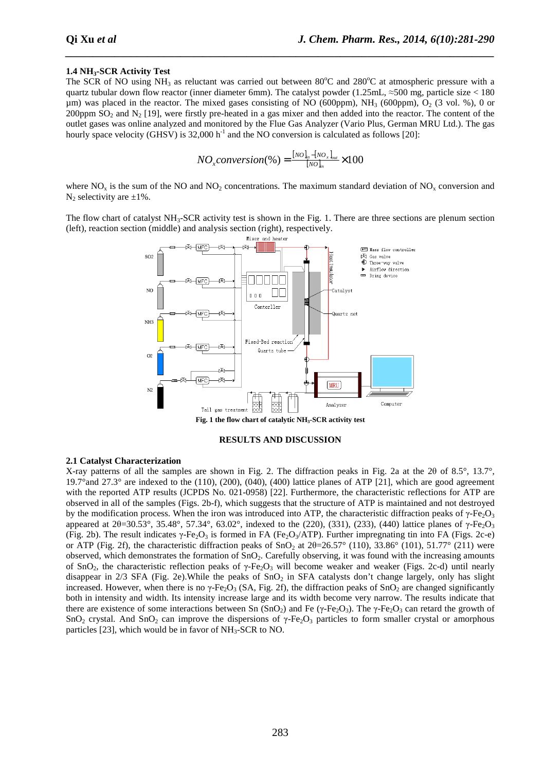### 1.4 $NH_3$-SCR Activity Test

The SCR of NO using $NH_3$ as reluctant was carried out between 80°C and 280°C at atmospheric pressure with a quartz tubular down flow reactor (inner diameter 6mm). The catalyst powder (1.25mL, ≈500 mg, particle size < 180 μm) was placed in the reactor. The mixed gases consisting of NO (600ppm), $NH_3$ (600ppm), $O_2$ (3 vol. %), 0 or 200ppm $SO_2$ and $N_2$ [19], were firstly pre-heated in a gas mixer and then added into the reactor. The content of the outlet gases was online analyzed and monitored by the Flue Gas Analyzer (Vario Plus, German MRU Ltd.). The gas hourly space velocity (GHSV) is 32,000 $h^{-1}$ and the NO conversion is calculated as follows [20]:

$$NO_x conversion(\%) = \frac{[NO]_{in} - [NO_x]_{out}}{[NO]_{in}} \times 100$$

where $NO_x$ is the sum of the NO and $NO_2$ concentrations. The maximum standard deviation of $NO_x$ conversion and $N_2$ selectivity are ±1%.

The flow chart of catalyst $NH_3$-SCR activity test is shown in the Fig. 1. There are three sections are plenum section (left), reaction section (middle) and analysis section (right), respectively.

**Fig. 1 the flow chart of catalytic $NH_3$-SCR activity test**

## RESULTS AND DISCUSSION

### 2.1 Catalyst Characterization

X-ray patterns of all the samples are shown in Fig. 2. The diffraction peaks in Fig. 2a at the 2θ of 8.5°, 13.7°, 19.7°and 27.3° are indexed to the (110), (200), (040), (400) lattice planes of ATP [21], which are good agreement with the reported ATP results (JCPDS No. 021-0958) [22]. Furthermore, the characteristic reflections for ATP are observed in all of the samples (Figs. 2b-f), which suggests that the structure of ATP is maintained and not destroyed by the modification process. When the iron was introduced into ATP, the characteristic diffraction peaks of $\gamma$-$Fe_2O_3$ appeared at 2θ=30.53°, 35.48°, 57.34°, 63.02°, indexed to the (220), (331), (233), (440) lattice planes of $\gamma$-$Fe_2O_3$ (Fig. 2b). The result indicates $\gamma$-$Fe_2O_3$ is formed in FA ($Fe_2O_3$/ATP). Further impregnating tin into FA (Figs. 2c-e) or ATP (Fig. 2f), the characteristic diffraction peaks of $SnO_2$ at 2θ=26.57° (110), 33.86° (101), 51.77° (211) were observed, which demonstrates the formation of $SnO_2$. Carefully observing, it was found with the increasing amounts of $SnO_2$, the characteristic reflection peaks of $\gamma$-$Fe_2O_3$ will become weaker and weaker (Figs. 2c-d) until nearly disappear in 2/3 SFA (Fig. 2e).While the peaks of $SnO_2$ in SFA catalysts don't change largely, only has slight increased. However, when there is no $\gamma$-$Fe_2O_3$ (SA, Fig. 2f), the diffraction peaks of $SnO_2$ are changed significantly both in intensity and width. Its intensity increase large and its width become very narrow. The results indicate that there are existence of some interactions between Sn ($SnO_2$) and Fe ($\gamma$-$Fe_2O_3$). The $\gamma$-$Fe_2O_3$ can retard the growth of $SnO_2$ crystal. And $SnO_2$ can improve the dispersions of $\gamma$-$Fe_2O_3$ particles to form smaller crystal or amorphous particles [23], which would be in favor of $NH_3$-SCR to NO.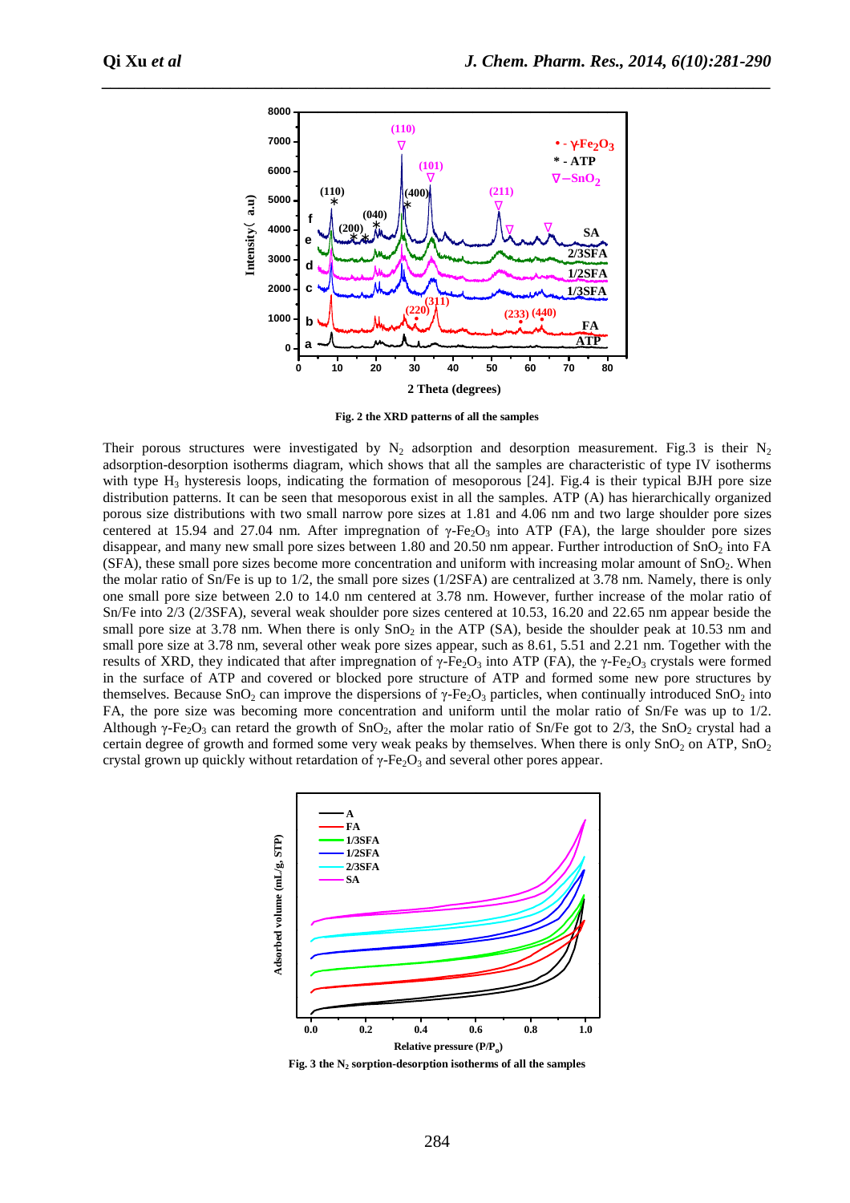Fig. 2 the XRD patterns of all the samples

Their porous structures were investigated by $N_2$ adsorption and desorption measurement. Fig.3 is their $N_2$ adsorption-desorption isotherms diagram, which shows that all the samples are characteristic of type IV isotherms with type $H_3$ hysteresis loops, indicating the formation of mesoporous [24]. Fig.4 is their typical BJH pore size distribution patterns. It can be seen that mesoporous exist in all the samples. ATP (A) has hierarchically organized porous size distributions with two small narrow pore sizes at 1.81 and 4.06 nm and two large shoulder pore sizes centered at 15.94 and 27.04 nm. After impregnation of $\gamma$-$Fe_2O_3$ into ATP (FA), the large shoulder pore sizes disappear, and many new small pore sizes between 1.80 and 20.50 nm appear. Further introduction of $SnO_2$ into FA (SFA), these small pore sizes become more concentration and uniform with increasing molar amount of $SnO_2$. When the molar ratio of Sn/Fe is up to 1/2, the small pore sizes (1/2SFA) are centralized at 3.78 nm. Namely, there is only one small pore size between 2.0 to 14.0 nm centered at 3.78 nm. However, further increase of the molar ratio of Sn/Fe into 2/3 (2/3SFA), several weak shoulder pore sizes centered at 10.53, 16.20 and 22.65 nm appear beside the small pore size at 3.78 nm. When there is only $SnO_2$ in the ATP (SA), beside the shoulder peak at 10.53 nm and small pore size at 3.78 nm, several other weak pore sizes appear, such as 8.61, 5.51 and 2.21 nm. Together with the results of XRD, they indicated that after impregnation of $\gamma$-$Fe_2O_3$ into ATP (FA), the $\gamma$-$Fe_2O_3$ crystals were formed in the surface of ATP and covered or blocked pore structure of ATP and formed some new pore structures by themselves. Because $SnO_2$ can improve the dispersions of $\gamma$-$Fe_2O_3$ particles, when continually introduced $SnO_2$ into FA, the pore size was becoming more concentration and uniform until the molar ratio of Sn/Fe was up to 1/2. Although $\gamma$-$Fe_2O_3$ can retard the growth of $SnO_2$, after the molar ratio of Sn/Fe got to 2/3, the $SnO_2$ crystal had a certain degree of growth and formed some very weak peaks by themselves. When there is only $SnO_2$ on ATP, $SnO_2$ crystal grown up quickly without retardation of $\gamma$-$Fe_2O_3$ and several other pores appear.

Fig. 3 the $N_2$ sorption-desorption isotherms of all the samples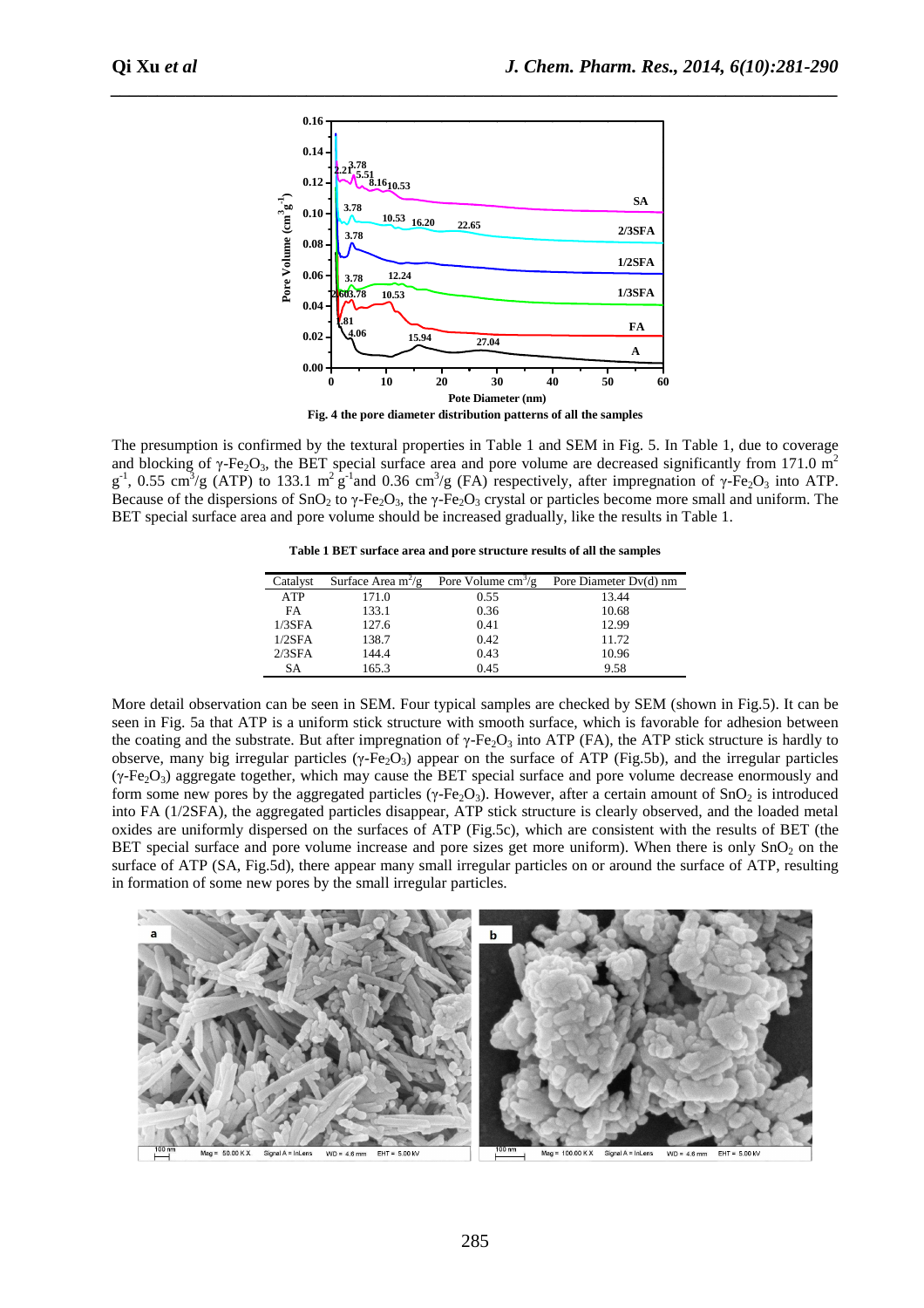Fig. 4 the pore diameter distribution patterns of all the samples

The presumption is confirmed by the textural properties in Table 1 and SEM in Fig. 5. In Table 1, due to coverage and blocking of γ-$Fe_2O_3$, the BET special surface area and pore volume are decreased significantly from 171.0 $m^2$ $g^{-1}$, 0.55 $cm^3$/g (ATP) to 133.1 $m^2$ $g^{-1}$and 0.36 $cm^3$/g (FA) respectively, after impregnation of γ-$Fe_2O_3$ into ATP. Because of the dispersions of $SnO_2$ to γ-$Fe_2O_3$, the γ-$Fe_2O_3$ crystal or particles become more small and uniform. The BET special surface area and pore volume should be increased gradually, like the results in Table 1.

**Table 1 BET surface area and pore structure results of all the samples**

| Catalyst | Surface Area $m^2$/g | Pore Volume $cm^3$/g | Pore Diameter Dv(d) nm |
|---|---|---|---|
| ATP | 171.0 | 0.55 | 13.44 |
| FA | 133.1 | 0.36 | 10.68 |
| 1/3SFA | 127.6 | 0.41 | 12.99 |
| 1/2SFA | 138.7 | 0.42 | 11.72 |
| 2/3SFA | 144.4 | 0.43 | 10.96 |
| SA | 165.3 | 0.45 | 9.58 |

More detail observation can be seen in SEM. Four typical samples are checked by SEM (shown in Fig.5). It can be seen in Fig. 5a that ATP is a uniform stick structure with smooth surface, which is favorable for adhesion between the coating and the substrate. But after impregnation of γ-$Fe_2O_3$ into ATP (FA), the ATP stick structure is hardly to observe, many big irregular particles (γ-$Fe_2O_3$) appear on the surface of ATP (Fig.5b), and the irregular particles (γ-$Fe_2O_3$) aggregate together, which may cause the BET special surface and pore volume decrease enormously and form some new pores by the aggregated particles (γ-$Fe_2O_3$). However, after a certain amount of $SnO_2$ is introduced into FA (1/2SFA), the aggregated particles disappear, ATP stick structure is clearly observed, and the loaded metal oxides are uniformly dispersed on the surfaces of ATP (Fig.5c), which are consistent with the results of BET (the BET special surface and pore volume increase and pore sizes get more uniform). When there is only $SnO_2$ on the surface of ATP (SA, Fig.5d), there appear many small irregular particles on or around the surface of ATP, resulting in formation of some new pores by the small irregular particles.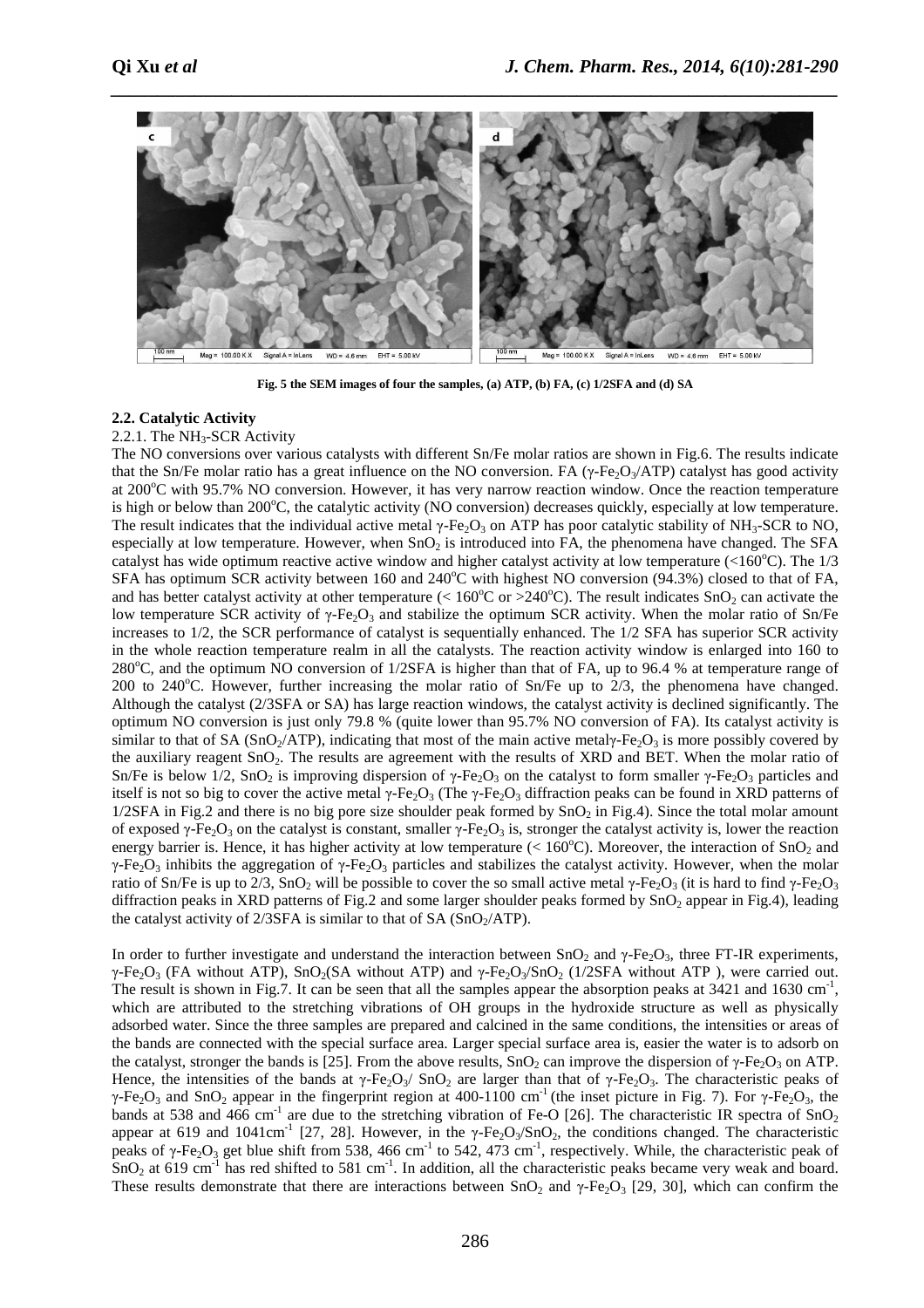Fig. 5 the SEM images of four the samples, (a) ATP, (b) FA, (c) 1/2SFA and (d) SA

### 2.2. Catalytic Activity

#### 2.2.1. The $NH_3$-SCR Activity

The NO conversions over various catalysts with different Sn/Fe molar ratios are shown in Fig.6. The results indicate that the Sn/Fe molar ratio has a great influence on the NO conversion. FA ($\gamma$-$Fe_2O_3$/ATP) catalyst has good activity at 200°C with 95.7% NO conversion. However, it has very narrow reaction window. Once the reaction temperature is high or below than 200°C, the catalytic activity (NO conversion) decreases quickly, especially at low temperature. The result indicates that the individual active metal $\gamma$-$Fe_2O_3$ on ATP has poor catalytic stability of $NH_3$-SCR to NO, especially at low temperature. However, when $SnO_2$ is introduced into FA, the phenomena have changed. The SFA catalyst has wide optimum reactive active window and higher catalyst activity at low temperature (<160°C). The 1/3 SFA has optimum SCR activity between 160 and 240°C with highest NO conversion (94.3%) closed to that of FA, and has better catalyst activity at other temperature (< 160°C or >240°C). The result indicates $SnO_2$ can activate the low temperature SCR activity of $\gamma$-$Fe_2O_3$ and stabilize the optimum SCR activity. When the molar ratio of Sn/Fe increases to 1/2, the SCR performance of catalyst is sequentially enhanced. The 1/2 SFA has superior SCR activity in the whole reaction temperature realm in all the catalysts. The reaction activity window is enlarged into 160 to 280°C, and the optimum NO conversion of 1/2SFA is higher than that of FA, up to 96.4 % at temperature range of 200 to 240°C. However, further increasing the molar ratio of Sn/Fe up to 2/3, the phenomena have changed. Although the catalyst (2/3SFA or SA) has large reaction windows, the catalyst activity is declined significantly. The optimum NO conversion is just only 79.8 % (quite lower than 95.7% NO conversion of FA). Its catalyst activity is similar to that of SA ($SnO_2$/ATP), indicating that most of the main active metalγ-$Fe_2O_3$ is more possibly covered by the auxiliary reagent $SnO_2$. The results are agreement with the results of XRD and BET. When the molar ratio of Sn/Fe is below 1/2, $SnO_2$ is improving dispersion of $\gamma$-$Fe_2O_3$ on the catalyst to form smaller $\gamma$-$Fe_2O_3$ particles and itself is not so big to cover the active metal $\gamma$-$Fe_2O_3$ (The $\gamma$-$Fe_2O_3$ diffraction peaks can be found in XRD patterns of 1/2SFA in Fig.2 and there is no big pore size shoulder peak formed by $SnO_2$ in Fig.4). Since the total molar amount of exposed $\gamma$-$Fe_2O_3$ on the catalyst is constant, smaller $\gamma$-$Fe_2O_3$ is, stronger the catalyst activity is, lower the reaction energy barrier is. Hence, it has higher activity at low temperature (< 160°C). Moreover, the interaction of $SnO_2$ and $\gamma$-$Fe_2O_3$ inhibits the aggregation of $\gamma$-$Fe_2O_3$ particles and stabilizes the catalyst activity. However, when the molar ratio of Sn/Fe is up to 2/3, $SnO_2$ will be possible to cover the so small active metal $\gamma$-$Fe_2O_3$ (it is hard to find $\gamma$-$Fe_2O_3$ diffraction peaks in XRD patterns of Fig.2 and some larger shoulder peaks formed by $SnO_2$ appear in Fig.4), leading the catalyst activity of 2/3SFA is similar to that of SA ($SnO_2$/ATP).

In order to further investigate and understand the interaction between $SnO_2$ and $\gamma$-$Fe_2O_3$, three FT-IR experiments, $\gamma$-$Fe_2O_3$ (FA without ATP), $SnO_2$(SA without ATP) and $\gamma$-$Fe_2O_3$/$SnO_2$ (1/2SFA without ATP ), were carried out. The result is shown in Fig.7. It can be seen that all the samples appear the absorption peaks at 3421 and 1630 $cm^{-1}$, which are attributed to the stretching vibrations of OH groups in the hydroxide structure as well as physically adsorbed water. Since the three samples are prepared and calcined in the same conditions, the intensities or areas of the bands are connected with the special surface area. Larger special surface area is, easier the water is to adsorb on the catalyst, stronger the bands is [25]. From the above results, $SnO_2$ can improve the dispersion of $\gamma$-$Fe_2O_3$ on ATP. Hence, the intensities of the bands at $\gamma$-$Fe_2O_3$/ $SnO_2$ are larger than that of $\gamma$-$Fe_2O_3$. The characteristic peaks of $\gamma$-$Fe_2O_3$ and $SnO_2$ appear in the fingerprint region at 400-1100 $cm^{-1}$ (the inset picture in Fig. 7). For $\gamma$-$Fe_2O_3$, the bands at 538 and 466 $cm^{-1}$ are due to the stretching vibration of Fe-O [26]. The characteristic IR spectra of $SnO_2$ appear at 619 and 1041$cm^{-1}$ [27, 28]. However, in the $\gamma$-$Fe_2O_3$/$SnO_2$, the conditions changed. The characteristic peaks of $\gamma$-$Fe_2O_3$ get blue shift from 538, 466 $cm^{-1}$ to 542, 473 $cm^{-1}$, respectively. While, the characteristic peak of $SnO_2$ at 619 $cm^{-1}$ has red shifted to 581 $cm^{-1}$. In addition, all the characteristic peaks became very weak and board. These results demonstrate that there are interactions between $SnO_2$ and $\gamma$-$Fe_2O_3$ [29, 30], which can confirm the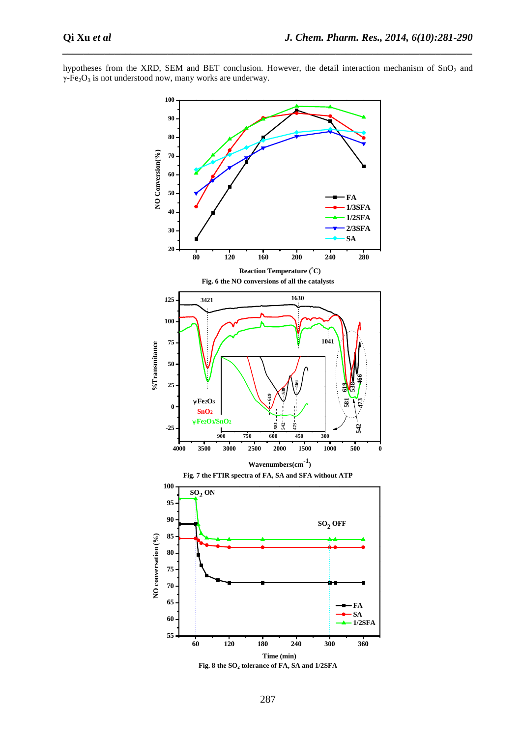hypotheses from the XRD, SEM and BET conclusion. However, the detail interaction mechanism of $SnO_2$ and $\gamma$-$Fe_2O_3$ is not understood now, many works are underway.

**Fig. 6 the NO conversions of all the catalysts**

**Fig. 7 the FTIR spectra of FA, SA and SFA without ATP**

**Fig. 8 the $SO_2$ tolerance of FA, SA and 1/2SFA**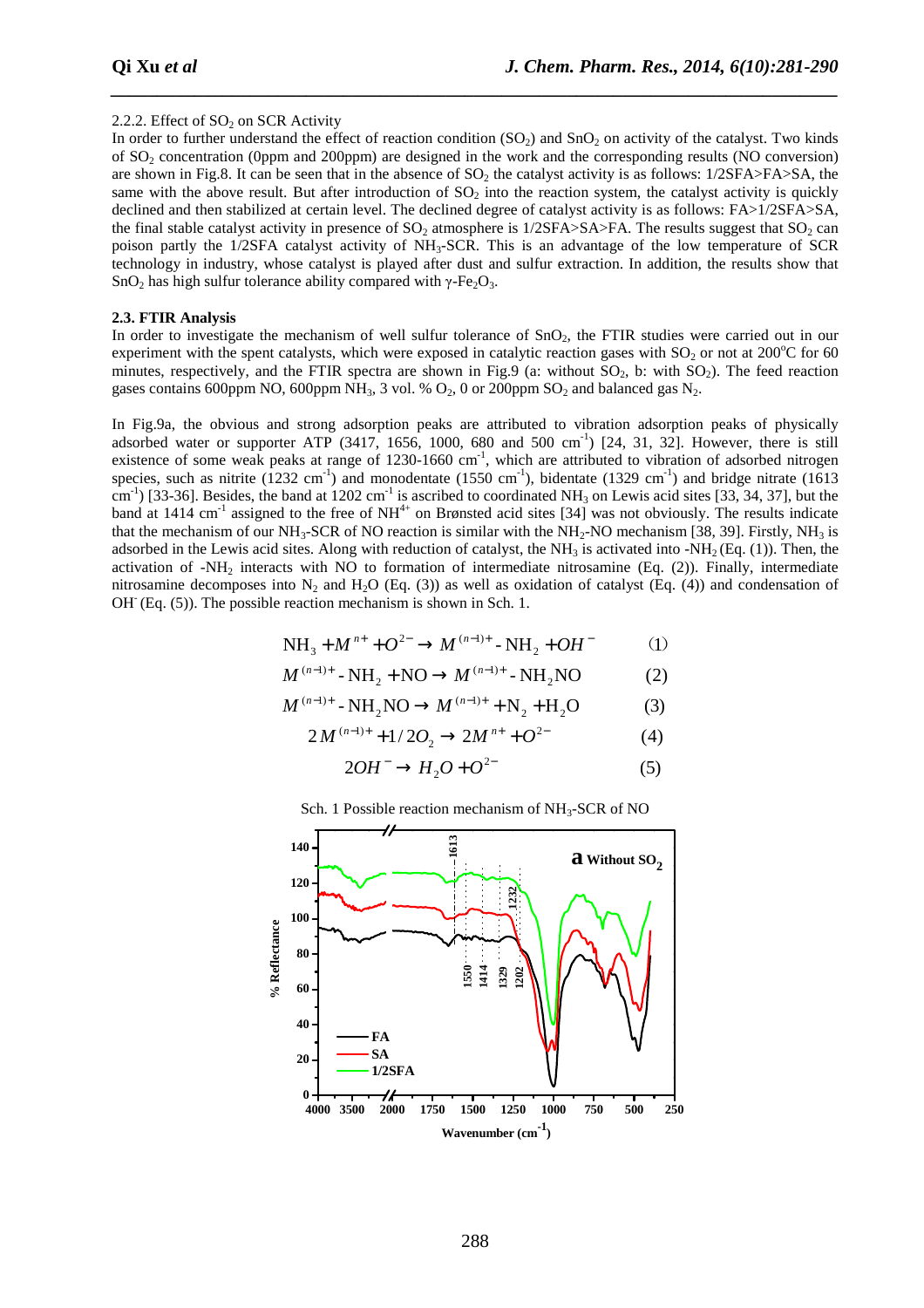2.2.2. Effect of $SO_2$ on SCR Activity

In order to further understand the effect of reaction condition ($SO_2$) and $SnO_2$ on activity of the catalyst. Two kinds of $SO_2$ concentration (0ppm and 200ppm) are designed in the work and the corresponding results (NO conversion) are shown in Fig.8. It can be seen that in the absence of $SO_2$ the catalyst activity is as follows: 1/2SFA>FA>SA, the same with the above result. But after introduction of $SO_2$ into the reaction system, the catalyst activity is quickly declined and then stabilized at certain level. The declined degree of catalyst activity is as follows: FA>1/2SFA>SA, the final stable catalyst activity in presence of $SO_2$ atmosphere is 1/2SFA>SA>FA. The results suggest that $SO_2$ can poison partly the 1/2SFA catalyst activity of $NH_3$-SCR. This is an advantage of the low temperature of SCR technology in industry, whose catalyst is played after dust and sulfur extraction. In addition, the results show that $SnO_2$ has high sulfur tolerance ability compared with γ-$Fe_2O_3$.

### 2.3. FTIR Analysis

In order to investigate the mechanism of well sulfur tolerance of $SnO_2$, the FTIR studies were carried out in our experiment with the spent catalysts, which were exposed in catalytic reaction gases with $SO_2$ or not at 200°C for 60 minutes, respectively, and the FTIR spectra are shown in Fig.9 (a: without $SO_2$, b: with $SO_2$). The feed reaction gases contains 600ppm NO, 600ppm $NH_3$, 3 vol. % $O_2$, 0 or 200ppm $SO_2$ and balanced gas $N_2$.

In Fig.9a, the obvious and strong adsorption peaks are attributed to vibration adsorption peaks of physically adsorbed water or supporter ATP (3417, 1656, 1000, 680 and 500 $cm^{-1}$) [24, 31, 32]. However, there is still existence of some weak peaks at range of 1230-1660 $cm^{-1}$, which are attributed to vibration of adsorbed nitrogen species, such as nitrite (1232 $cm^{-1}$) and monodentate (1550 $cm^{-1}$), bidentate (1329 $cm^{-1}$) and bridge nitrate (1613 $cm^{-1}$) [33-36]. Besides, the band at 1202 $cm^{-1}$ is ascribed to coordinated $NH_3$ on Lewis acid sites [33, 34, 37], but the band at 1414 $cm^{-1}$ assigned to the free of $NH^{4+}$ on Brønsted acid sites [34] was not obviously. The results indicate that the mechanism of our $NH_3$-SCR of NO reaction is similar with the $NH_2$-NO mechanism [38, 39]. Firstly, $NH_3$ is adsorbed in the Lewis acid sites. Along with reduction of catalyst, the $NH_3$ is activated into -$NH_2$ (Eq. (1)). Then, the activation of -$NH_2$ interacts with NO to formation of intermediate nitrosamine (Eq. (2)). Finally, intermediate nitrosamine decomposes into $N_2$ and $H_2O$ (Eq. (3)) as well as oxidation of catalyst (Eq. (4)) and condensation of $OH^-$ (Eq. (5)). The possible reaction mechanism is shown in Sch. 1.

$$NH_3 + M^{n+} + O^{2-} \rightarrow M^{(n-1)+}\text{-}NH_2 + OH^- \qquad (1)$$

$$M^{(n-1)+}\text{-}NH_2 + NO \rightarrow M^{(n-1)+}\text{-}NH_2NO \qquad (2)$$

$$M^{(n-1)+}\text{-}NH_2NO \rightarrow M^{(n-1)+} + N_2 + H_2O \qquad (3)$$

$$2M^{(n-1)+} + 1/2O_2 \rightarrow 2M^{n+} + O^{2-} \qquad (4)$$

$$2OH^- \rightarrow H_2O + O^{2-} \qquad (5)$$

Sch. 1 Possible reaction mechanism of $NH_3$-SCR of NO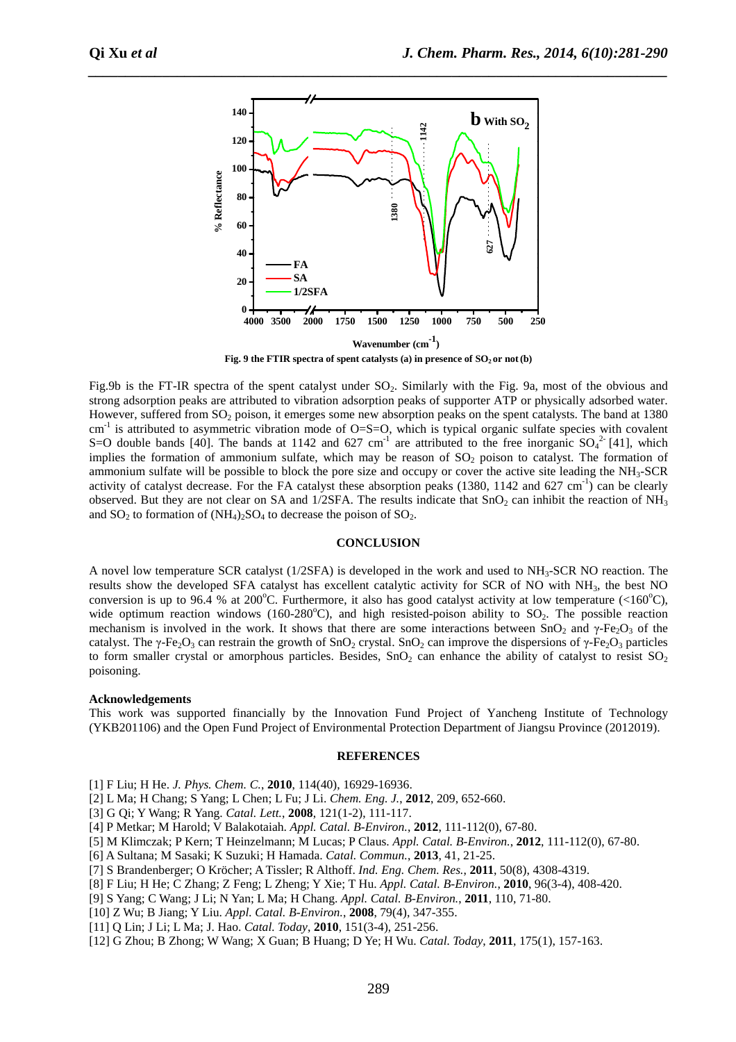Fig. 9 the FTIR spectra of spent catalysts (a) in presence of $SO_2$ or not (b)

Fig.9b is the FT-IR spectra of the spent catalyst under $SO_2$. Similarly with the Fig. 9a, most of the obvious and strong adsorption peaks are attributed to vibration adsorption peaks of supporter ATP or physically adsorbed water. However, suffered from $SO_2$ poison, it emerges some new absorption peaks on the spent catalysts. The band at 1380 $cm^{-1}$ is attributed to asymmetric vibration mode of O=S=O, which is typical organic sulfate species with covalent S=O double bands [40]. The bands at 1142 and 627 $cm^{-1}$ are attributed to the free inorganic $SO_4^{2-}$ [41], which implies the formation of ammonium sulfate, which may be reason of $SO_2$ poison to catalyst. The formation of ammonium sulfate will be possible to block the pore size and occupy or cover the active site leading the $NH_3$-SCR activity of catalyst decrease. For the FA catalyst these absorption peaks (1380, 1142 and 627 $cm^{-1}$) can be clearly observed. But they are not clear on SA and 1/2SFA. The results indicate that $SnO_2$ can inhibit the reaction of $NH_3$ and $SO_2$ to formation of $(NH_4)_2SO_4$ to decrease the poison of $SO_2$.

## CONCLUSION

A novel low temperature SCR catalyst (1/2SFA) is developed in the work and used to $NH_3$-SCR NO reaction. The results show the developed SFA catalyst has excellent catalytic activity for SCR of NO with $NH_3$, the best NO conversion is up to 96.4 % at 200°C. Furthermore, it also has good catalyst activity at low temperature (<160°C), wide optimum reaction windows (160-280°C), and high resisted-poison ability to $SO_2$. The possible reaction mechanism is involved in the work. It shows that there are some interactions between $SnO_2$ and $\gamma$-$Fe_2O_3$ of the catalyst. The $\gamma$-$Fe_2O_3$ can restrain the growth of $SnO_2$ crystal. $SnO_2$ can improve the dispersions of $\gamma$-$Fe_2O_3$ particles to form smaller crystal or amorphous particles. Besides, $SnO_2$ can enhance the ability of catalyst to resist $SO_2$ poisoning.

### Acknowledgements

This work was supported financially by the Innovation Fund Project of Yancheng Institute of Technology (YKB201106) and the Open Fund Project of Environmental Protection Department of Jiangsu Province (2012019).

## REFERENCES

[1] F Liu; H He. *J. Phys. Chem. C.*, **2010**, 114(40), 16929-16936.
[2] L Ma; H Chang; S Yang; L Chen; L Fu; J Li. *Chem. Eng. J.*, **2012**, 209, 652-660.
[3] G Qi; Y Wang; R Yang. *Catal. Lett.*, **2008**, 121(1-2), 111-117.
[4] P Metkar; M Harold; V Balakotaiah. *Appl. Catal. B-Environ.*, **2012**, 111-112(0), 67-80.
[5] M Klimczak; P Kern; T Heinzelmann; M Lucas; P Claus. *Appl. Catal. B-Environ.*, **2012**, 111-112(0), 67-80.
[6] A Sultana; M Sasaki; K Suzuki; H Hamada. *Catal. Commun.*, **2013**, 41, 21-25.
[7] S Brandenberger; O Kröcher; A Tissler; R Althoff. *Ind. Eng. Chem. Res.*, **2011**, 50(8), 4308-4319.
[8] F Liu; H He; C Zhang; Z Feng; L Zheng; Y Xie; T Hu. *Appl. Catal. B-Environ.*, **2010**, 96(3-4), 408-420.
[9] S Yang; C Wang; J Li; N Yan; L Ma; H Chang. *Appl. Catal. B-Environ.*, **2011**, 110, 71-80.
[10] Z Wu; B Jiang; Y Liu. *Appl. Catal. B-Environ.*, **2008**, 79(4), 347-355.
[11] Q Lin; J Li; L Ma; J. Hao. *Catal. Today*, **2010**, 151(3-4), 251-256.
[12] G Zhou; B Zhong; W Wang; X Guan; B Huang; D Ye; H Wu. *Catal. Today*, **2011**, 175(1), 157-163.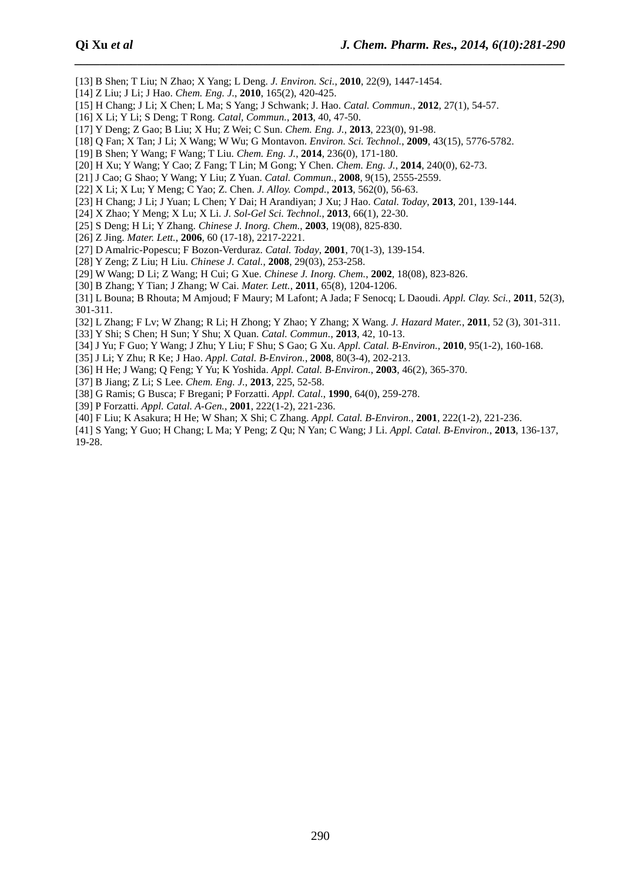[13] B Shen; T Liu; N Zhao; X Yang; L Deng. *J. Environ. Sci.*, **2010**, 22(9), 1447-1454.
[14] Z Liu; J Li; J Hao. *Chem. Eng. J.*, **2010**, 165(2), 420-425.
[15] H Chang; J Li; X Chen; L Ma; S Yang; J Schwank; J. Hao. *Catal. Commun.*, **2012**, 27(1), 54-57.
[16] X Li; Y Li; S Deng; T Rong. *Catal, Commun.*, **2013**, 40, 47-50.
[17] Y Deng; Z Gao; B Liu; X Hu; Z Wei; C Sun. *Chem. Eng. J.*, **2013**, 223(0), 91-98.
[18] Q Fan; X Tan; J Li; X Wang; W Wu; G Montavon. *Environ. Sci. Technol.*, **2009**, 43(15), 5776-5782.
[19] B Shen; Y Wang; F Wang; T Liu. *Chem. Eng. J.*, **2014**, 236(0), 171-180.
[20] H Xu; Y Wang; Y Cao; Z Fang; T Lin; M Gong; Y Chen. *Chem. Eng. J.*, **2014**, 240(0), 62-73.
[21] J Cao; G Shao; Y Wang; Y Liu; Z Yuan. *Catal. Commun.*, **2008**, 9(15), 2555-2559.
[22] X Li; X Lu; Y Meng; C Yao; Z. Chen. *J. Alloy. Compd.*, **2013**, 562(0), 56-63.
[23] H Chang; J Li; J Yuan; L Chen; Y Dai; H Arandiyan; J Xu; J Hao. *Catal. Today*, **2013**, 201, 139-144.
[24] X Zhao; Y Meng; X Lu; X Li. *J. Sol-Gel Sci. Technol.*, **2013**, 66(1), 22-30.
[25] S Deng; H Li; Y Zhang. *Chinese J. Inorg. Chem.*, **2003**, 19(08), 825-830.
[26] Z Jing. *Mater. Lett.*, **2006**, 60 (17-18), 2217-2221.
[27] D Amalric-Popescu; F Bozon-Verduraz. *Catal. Today*, **2001**, 70(1-3), 139-154.
[28] Y Zeng; Z Liu; H Liu. *Chinese J. Catal.*, **2008**, 29(03), 253-258.
[29] W Wang; D Li; Z Wang; H Cui; G Xue. *Chinese J. Inorg. Chem.*, **2002**, 18(08), 823-826.
[30] B Zhang; Y Tian; J Zhang; W Cai. *Mater. Lett.*, **2011**, 65(8), 1204-1206.
[31] L Bouna; B Rhouta; M Amjoud; F Maury; M Lafont; A Jada; F Senocq; L Daoudi. *Appl. Clay. Sci.*, **2011**, 52(3), 301-311.
[32] L Zhang; F Lv; W Zhang; R Li; H Zhong; Y Zhao; Y Zhang; X Wang. *J. Hazard Mater.*, **2011**, 52 (3), 301-311.
[33] Y Shi; S Chen; H Sun; Y Shu; X Quan. *Catal. Commun.*, **2013**, 42, 10-13.
[34] J Yu; F Guo; Y Wang; J Zhu; Y Liu; F Shu; S Gao; G Xu. *Appl. Catal. B-Environ.*, **2010**, 95(1-2), 160-168.
[35] J Li; Y Zhu; R Ke; J Hao. *Appl. Catal. B-Environ.*, **2008**, 80(3-4), 202-213.
[36] H He; J Wang; Q Feng; Y Yu; K Yoshida. *Appl. Catal. B-Environ.*, **2003**, 46(2), 365-370.
[37] B Jiang; Z Li; S Lee. *Chem. Eng. J.*, **2013**, 225, 52-58.
[38] G Ramis; G Busca; F Bregani; P Forzatti. *Appl. Catal.*, **1990**, 64(0), 259-278.
[39] P Forzatti. *Appl. Catal. A-Gen.*, **2001**, 222(1-2), 221-236.
[40] F Liu; K Asakura; H He; W Shan; X Shi; C Zhang. *Appl. Catal. B-Environ.*, **2001**, 222(1-2), 221-236.
[41] S Yang; Y Guo; H Chang; L Ma; Y Peng; Z Qu; N Yan; C Wang; J Li. *Appl. Catal. B-Environ.*, **2013**, 136-137, 19-28.